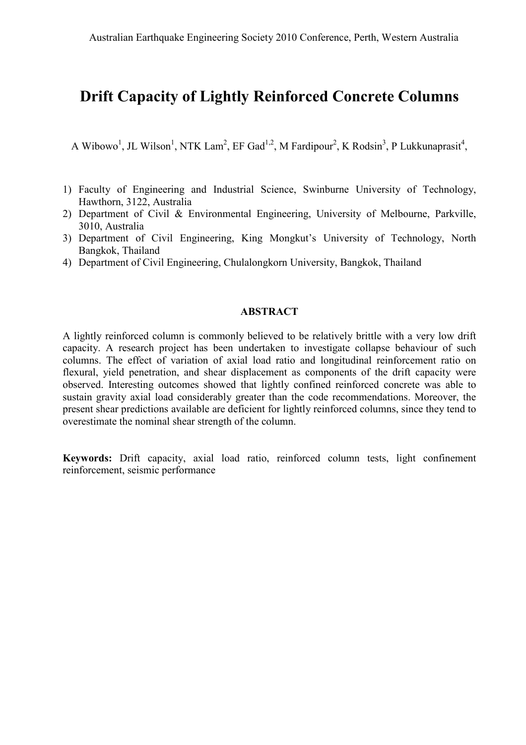# Drift Capacity of Lightly Reinforced Concrete Columns

A Wibowo[1], JL Wilson[1], NTK Lam[2], EF Gad[1,2], M Fardipour[2], K Rodsin[3], P Lukkunaprasit[4],

1) Faculty of Engineering and Industrial Science, Swinburne University of Technology, Hawthorn, 3122, Australia
2) Department of Civil & Environmental Engineering, University of Melbourne, Parkville, 3010, Australia
3) Department of Civil Engineering, King Mongkut's University of Technology, North Bangkok, Thailand
4) Department of Civil Engineering, Chulalongkorn University, Bangkok, Thailand

## ABSTRACT

A lightly reinforced column is commonly believed to be relatively brittle with a very low drift capacity. A research project has been undertaken to investigate collapse behaviour of such columns. The effect of variation of axial load ratio and longitudinal reinforcement ratio on flexural, yield penetration, and shear displacement as components of the drift capacity were observed. Interesting outcomes showed that lightly confined reinforced concrete was able to sustain gravity axial load considerably greater than the code recommendations. Moreover, the present shear predictions available are deficient for lightly reinforced columns, since they tend to overestimate the nominal shear strength of the column.

**Keywords:** Drift capacity, axial load ratio, reinforced column tests, light confinement reinforcement, seismic performance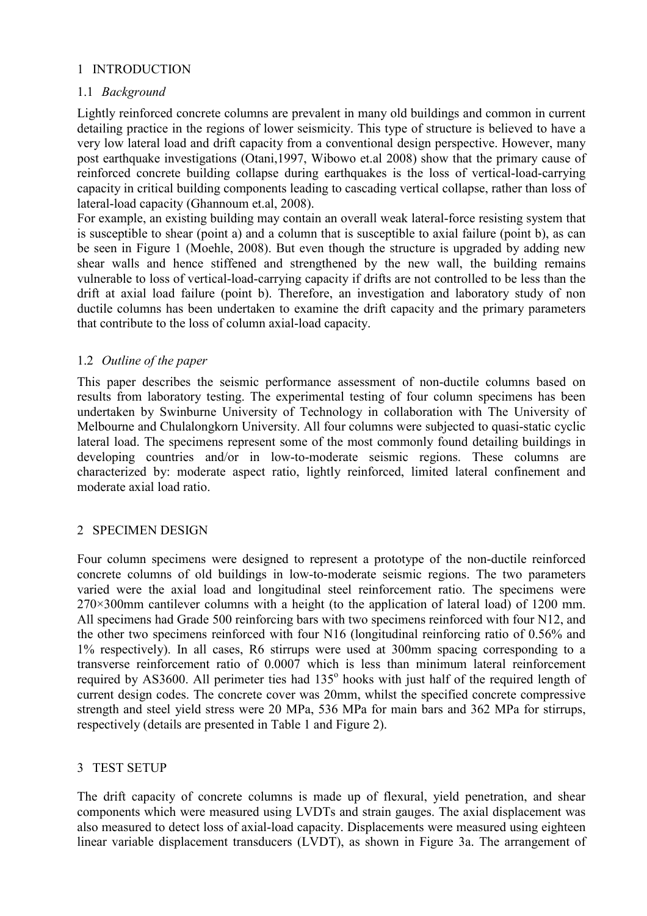## 1 INTRODUCTION

### 1.1 *Background*

Lightly reinforced concrete columns are prevalent in many old buildings and common in current detailing practice in the regions of lower seismicity. This type of structure is believed to have a very low lateral load and drift capacity from a conventional design perspective. However, many post earthquake investigations (Otani,1997, Wibowo et.al 2008) show that the primary cause of reinforced concrete building collapse during earthquakes is the loss of vertical-load-carrying capacity in critical building components leading to cascading vertical collapse, rather than loss of lateral-load capacity (Ghannoum et.al, 2008).

For example, an existing building may contain an overall weak lateral-force resisting system that is susceptible to shear (point a) and a column that is susceptible to axial failure (point b), as can be seen in Figure 1 (Moehle, 2008). But even though the structure is upgraded by adding new shear walls and hence stiffened and strengthened by the new wall, the building remains vulnerable to loss of vertical-load-carrying capacity if drifts are not controlled to be less than the drift at axial load failure (point b). Therefore, an investigation and laboratory study of non ductile columns has been undertaken to examine the drift capacity and the primary parameters that contribute to the loss of column axial-load capacity.

### 1.2 *Outline of the paper*

This paper describes the seismic performance assessment of non-ductile columns based on results from laboratory testing. The experimental testing of four column specimens has been undertaken by Swinburne University of Technology in collaboration with The University of Melbourne and Chulalongkorn University. All four columns were subjected to quasi-static cyclic lateral load. The specimens represent some of the most commonly found detailing buildings in developing countries and/or in low-to-moderate seismic regions. These columns are characterized by: moderate aspect ratio, lightly reinforced, limited lateral confinement and moderate axial load ratio.

## 2 SPECIMEN DESIGN

Four column specimens were designed to represent a prototype of the non-ductile reinforced concrete columns of old buildings in low-to-moderate seismic regions. The two parameters varied were the axial load and longitudinal steel reinforcement ratio. The specimens were 270×300mm cantilever columns with a height (to the application of lateral load) of 1200 mm. All specimens had Grade 500 reinforcing bars with two specimens reinforced with four N12, and the other two specimens reinforced with four N16 (longitudinal reinforcing ratio of 0.56% and 1% respectively). In all cases, R6 stirrups were used at 300mm spacing corresponding to a transverse reinforcement ratio of 0.0007 which is less than minimum lateral reinforcement required by AS3600. All perimeter ties had $135^{o}$ hooks with just half of the required length of current design codes. The concrete cover was 20mm, whilst the specified concrete compressive strength and steel yield stress were 20 MPa, 536 MPa for main bars and 362 MPa for stirrups, respectively (details are presented in Table 1 and Figure 2).

## 3 TEST SETUP

The drift capacity of concrete columns is made up of flexural, yield penetration, and shear components which were measured using LVDTs and strain gauges. The axial displacement was also measured to detect loss of axial-load capacity. Displacements were measured using eighteen linear variable displacement transducers (LVDT), as shown in Figure 3a. The arrangement of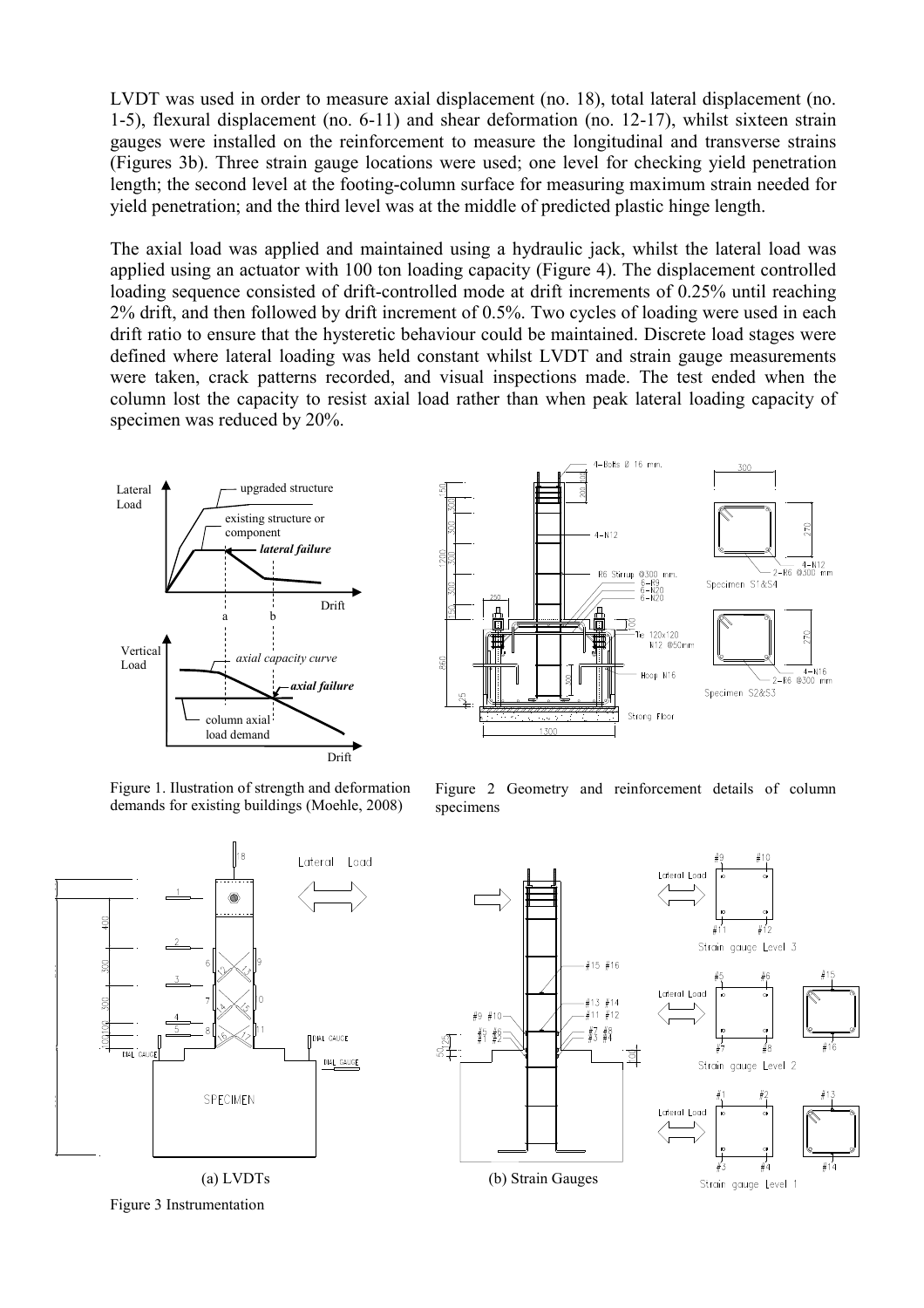LVDT was used in order to measure axial displacement (no. 18), total lateral displacement (no. 1-5), flexural displacement (no. 6-11) and shear deformation (no. 12-17), whilst sixteen strain gauges were installed on the reinforcement to measure the longitudinal and transverse strains (Figures 3b). Three strain gauge locations were used; one level for checking yield penetration length; the second level at the footing-column surface for measuring maximum strain needed for yield penetration; and the third level was at the middle of predicted plastic hinge length.

The axial load was applied and maintained using a hydraulic jack, whilst the lateral load was applied using an actuator with 100 ton loading capacity (Figure 4). The displacement controlled loading sequence consisted of drift-controlled mode at drift increments of 0.25% until reaching 2% drift, and then followed by drift increment of 0.5%. Two cycles of loading were used in each drift ratio to ensure that the hysteretic behaviour could be maintained. Discrete load stages were defined where lateral loading was held constant whilst LVDT and strain gauge measurements were taken, crack patterns recorded, and visual inspections made. The test ended when the column lost the capacity to resist axial load rather than when peak lateral loading capacity of specimen was reduced by 20%.

Figure 1. Ilustration of strength and deformation demands for existing buildings (Moehle, 2008)

Figure 2 Geometry and reinforcement details of column specimens

(a) LVDTs

(b) Strain Gauges

Figure 3 Instrumentation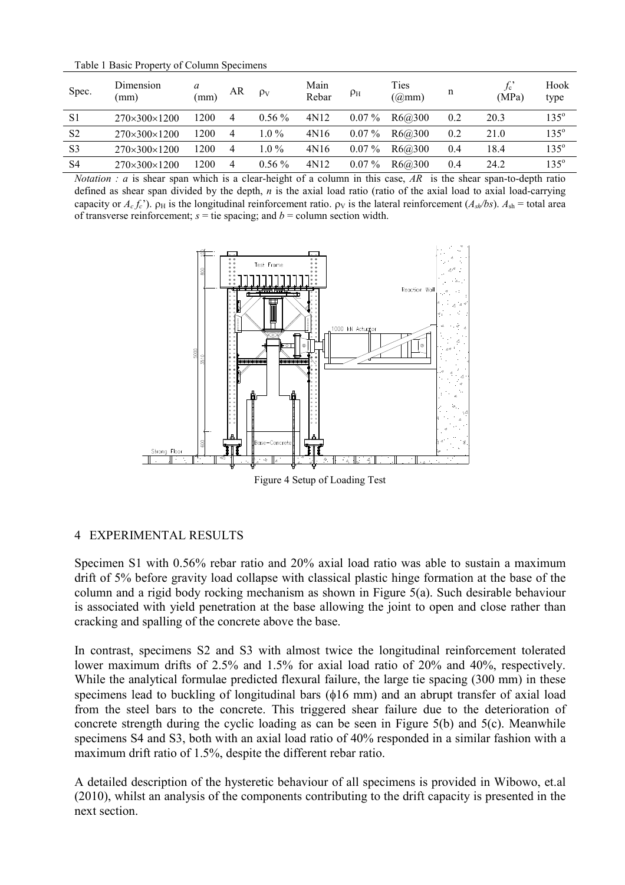Table 1 Basic Property of Column Specimens

| Spec. | Dimension (mm) | $a$ (mm) | AR | $\rho_V$ | Main Rebar | $\rho_H$ | Ties (@mm) | n | $f_c$' (MPa) | Hook type |
|---|---|---|---|---|---|---|---|---|---|---|
| S1 | 270×300×1200 | 1200 | 4 | 0.56 % | 4N12 | 0.07 % | R6@300 | 0.2 | 20.3 | 135° |
| S2 | 270×300×1200 | 1200 | 4 | 1.0 % | 4N16 | 0.07 % | R6@300 | 0.2 | 21.0 | 135° |
| S3 | 270×300×1200 | 1200 | 4 | 1.0 % | 4N16 | 0.07 % | R6@300 | 0.4 | 18.4 | 135° |
| S4 | 270×300×1200 | 1200 | 4 | 0.56 % | 4N12 | 0.07 % | R6@300 | 0.4 | 24.2 | 135° |

*Notation :* $a$ is shear span which is a clear-height of a column in this case, $AR$ is the shear span-to-depth ratio defined as shear span divided by the depth, $n$ is the axial load ratio (ratio of the axial load to axial load-carrying capacity or $A_c f_c$'). $\rho_H$ is the longitudinal reinforcement ratio. $\rho_V$ is the lateral reinforcement ($A_{sh}/bs$). $A_{sh}$ = total area of transverse reinforcement; $s$ = tie spacing; and $b$ = column section width.

Figure 4 Setup of Loading Test

## 4 EXPERIMENTAL RESULTS

Specimen S1 with 0.56% rebar ratio and 20% axial load ratio was able to sustain a maximum drift of 5% before gravity load collapse with classical plastic hinge formation at the base of the column and a rigid body rocking mechanism as shown in Figure 5(a). Such desirable behaviour is associated with yield penetration at the base allowing the joint to open and close rather than cracking and spalling of the concrete above the base.

In contrast, specimens S2 and S3 with almost twice the longitudinal reinforcement tolerated lower maximum drifts of 2.5% and 1.5% for axial load ratio of 20% and 40%, respectively. While the analytical formulae predicted flexural failure, the large tie spacing (300 mm) in these specimens lead to buckling of longitudinal bars ($\phi$16 mm) and an abrupt transfer of axial load from the steel bars to the concrete. This triggered shear failure due to the deterioration of concrete strength during the cyclic loading as can be seen in Figure 5(b) and 5(c). Meanwhile specimens S4 and S3, both with an axial load ratio of 40% responded in a similar fashion with a maximum drift ratio of 1.5%, despite the different rebar ratio.

A detailed description of the hysteretic behaviour of all specimens is provided in Wibowo, et.al (2010), whilst an analysis of the components contributing to the drift capacity is presented in the next section.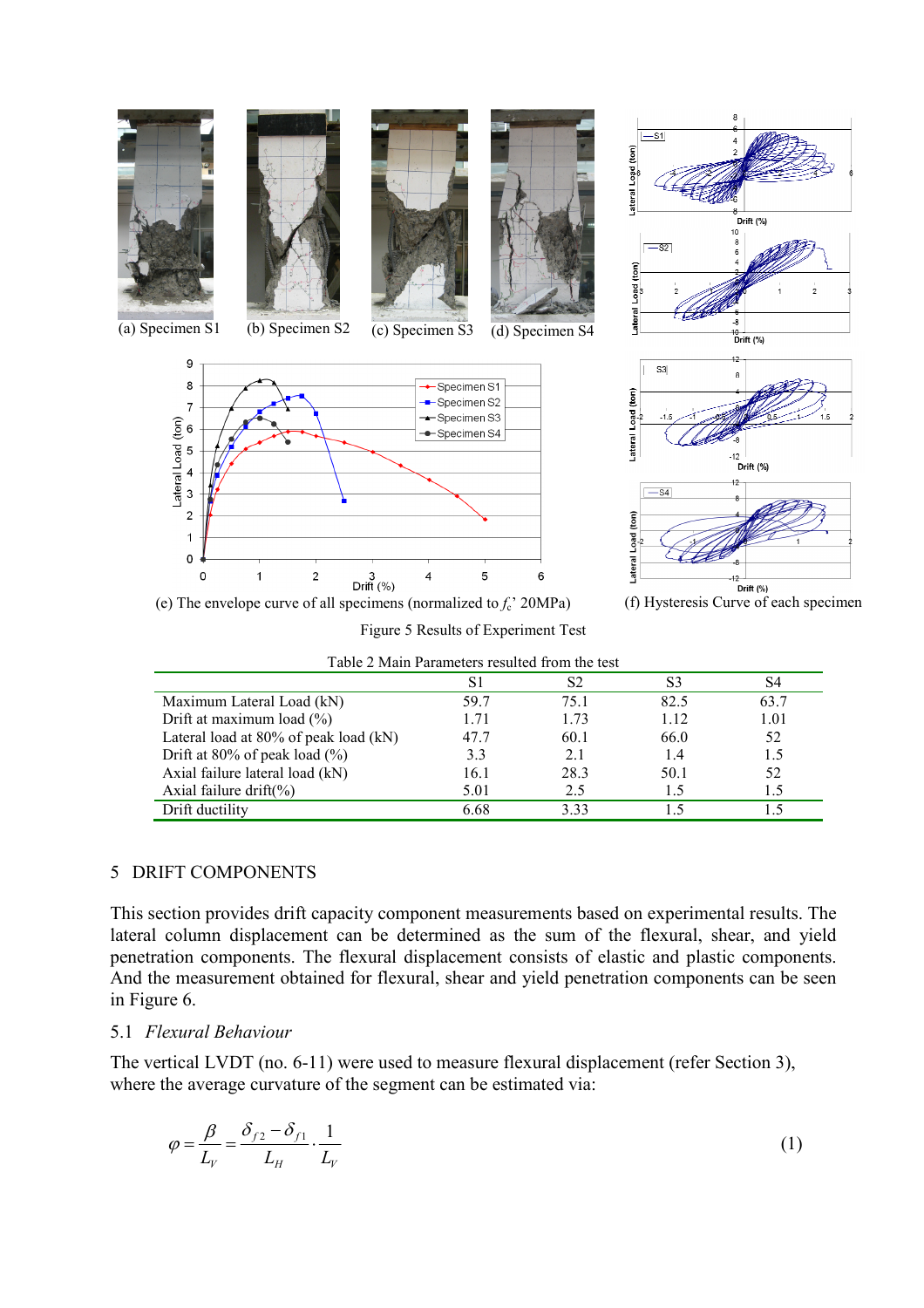(a) Specimen S1 (b) Specimen S2 (c) Specimen S3 (d) Specimen S4

(e) The envelope curve of all specimens (normalized to $f_c$' 20MPa)

(f) Hysteresis Curve of each specimen

Figure 5 Results of Experiment Test

Table 2 Main Parameters resulted from the test

| | S1 | S2 | S3 | S4 |
|---|---|---|---|---|
| Maximum Lateral Load (kN) | 59.7 | 75.1 | 82.5 | 63.7 |
| Drift at maximum load (%) | 1.71 | 1.73 | 1.12 | 1.01 |
| Lateral load at 80% of peak load (kN) | 47.7 | 60.1 | 66.0 | 52 |
| Drift at 80% of peak load (%) | 3.3 | 2.1 | 1.4 | 1.5 |
| Axial failure lateral load (kN) | 16.1 | 28.3 | 50.1 | 52 |
| Axial failure drift(%) | 5.01 | 2.5 | 1.5 | 1.5 |
| Drift ductility | 6.68 | 3.33 | 1.5 | 1.5 |

## 5 DRIFT COMPONENTS

This section provides drift capacity component measurements based on experimental results. The lateral column displacement can be determined as the sum of the flexural, shear, and yield penetration components. The flexural displacement consists of elastic and plastic components. And the measurement obtained for flexural, shear and yield penetration components can be seen in Figure 6.

### 5.1 *Flexural Behaviour*

The vertical LVDT (no. 6-11) were used to measure flexural displacement (refer Section 3), where the average curvature of the segment can be estimated via:

$$\varphi = \frac{\beta}{L_V} = \frac{\delta_{f2} - \delta_{f1}}{L_H} \cdot \frac{1}{L_V} \tag{1}$$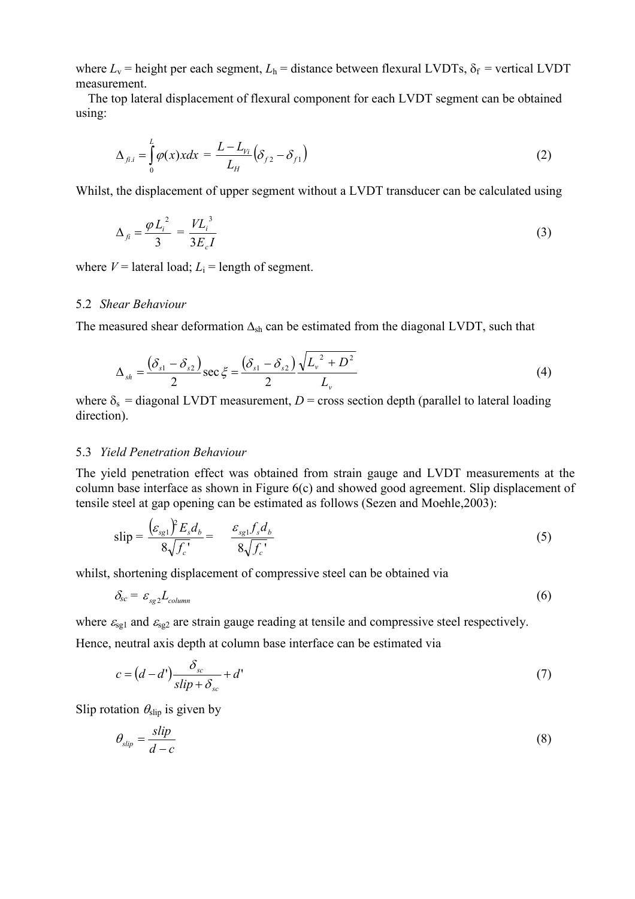where $L_v$ = height per each segment, $L_h$ = distance between flexural LVDTs, $\delta_f$ = vertical LVDT measurement.

The top lateral displacement of flexural component for each LVDT segment can be obtained using:

$$\Delta_{fi.i} = \int_0^L \varphi(x)xdx = \frac{L - L_{Vi}}{L_H}\left(\delta_{f2} - \delta_{f1}\right) \tag{2}$$

Whilst, the displacement of upper segment without a LVDT transducer can be calculated using

$$\Delta_{fi} = \frac{\varphi L_i^2}{3} = \frac{VL_i^3}{3E_c I} \tag{3}$$

where $V$ = lateral load; $L_i$ = length of segment.

### 5.2 *Shear Behaviour*

The measured shear deformation $\Delta_{sh}$ can be estimated from the diagonal LVDT, such that

$$\Delta_{sh} = \frac{\left(\delta_{s1} - \delta_{s2}\right)}{2}\sec\xi = \frac{\left(\delta_{s1} - \delta_{s2}\right)}{2}\frac{\sqrt{L_v^2 + D^2}}{L_v} \tag{4}$$

where $\delta_s$ = diagonal LVDT measurement, $D$ = cross section depth (parallel to lateral loading direction).

### 5.3 *Yield Penetration Behaviour*

The yield penetration effect was obtained from strain gauge and LVDT measurements at the column base interface as shown in Figure 6(c) and showed good agreement. Slip displacement of tensile steel at gap opening can be estimated as follows (Sezen and Moehle,2003):

$$\text{slip} = \frac{\left(\varepsilon_{sg1}\right)^2 E_s d_b}{8\sqrt{f_c'}} = \frac{\varepsilon_{sg1} f_s d_b}{8\sqrt{f_c'}} \tag{5}$$

whilst, shortening displacement of compressive steel can be obtained via

$$\delta_{sc} = \varepsilon_{sg2} L_{column} \tag{6}$$

where $\varepsilon_{sg1}$ and $\varepsilon_{sg2}$ are strain gauge reading at tensile and compressive steel respectively.

Hence, neutral axis depth at column base interface can be estimated via

$$c = \left(d - d'\right)\frac{\delta_{sc}}{slip + \delta_{sc}} + d' \tag{7}$$

Slip rotation $\theta_{slip}$ is given by

$$\theta_{slip} = \frac{slip}{d - c} \tag{8}$$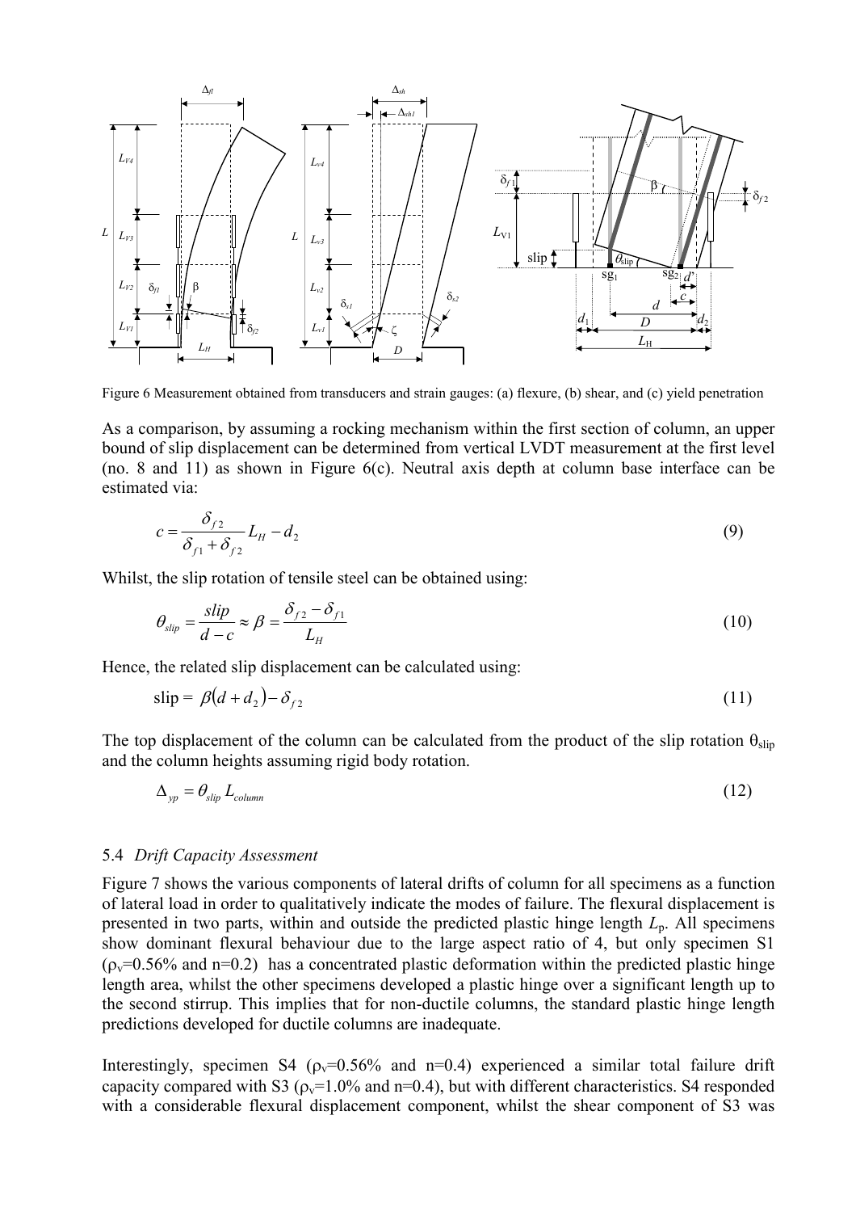Figure 6 Measurement obtained from transducers and strain gauges: (a) flexure, (b) shear, and (c) yield penetration

As a comparison, by assuming a rocking mechanism within the first section of column, an upper bound of slip displacement can be determined from vertical LVDT measurement at the first level (no. 8 and 11) as shown in Figure 6(c). Neutral axis depth at column base interface can be estimated via:

$$c = \frac{\delta_{f2}}{\delta_{f1} + \delta_{f2}} L_H - d_2 \tag{9}$$

Whilst, the slip rotation of tensile steel can be obtained using:

$$\theta_{slip} = \frac{slip}{d - c} \approx \beta = \frac{\delta_{f2} - \delta_{f1}}{L_H} \tag{10}$$

Hence, the related slip displacement can be calculated using:

$$\text{slip} = \beta(d + d_2) - \delta_{f2} \tag{11}$$

The top displacement of the column can be calculated from the product of the slip rotation $\theta_{slip}$ and the column heights assuming rigid body rotation.

$$\Delta_{yp} = \theta_{slip} L_{column} \tag{12}$$

### 5.4 *Drift Capacity Assessment*

Figure 7 shows the various components of lateral drifts of column for all specimens as a function of lateral load in order to qualitatively indicate the modes of failure. The flexural displacement is presented in two parts, within and outside the predicted plastic hinge length $L_p$. All specimens show dominant flexural behaviour due to the large aspect ratio of 4, but only specimen S1 ($\rho_v$=0.56% and n=0.2) has a concentrated plastic deformation within the predicted plastic hinge length area, whilst the other specimens developed a plastic hinge over a significant length up to the second stirrup. This implies that for non-ductile columns, the standard plastic hinge length predictions developed for ductile columns are inadequate.

Interestingly, specimen S4 ($\rho_v$=0.56% and n=0.4) experienced a similar total failure drift capacity compared with S3 ($\rho_v$=1.0% and n=0.4), but with different characteristics. S4 responded with a considerable flexural displacement component, whilst the shear component of S3 was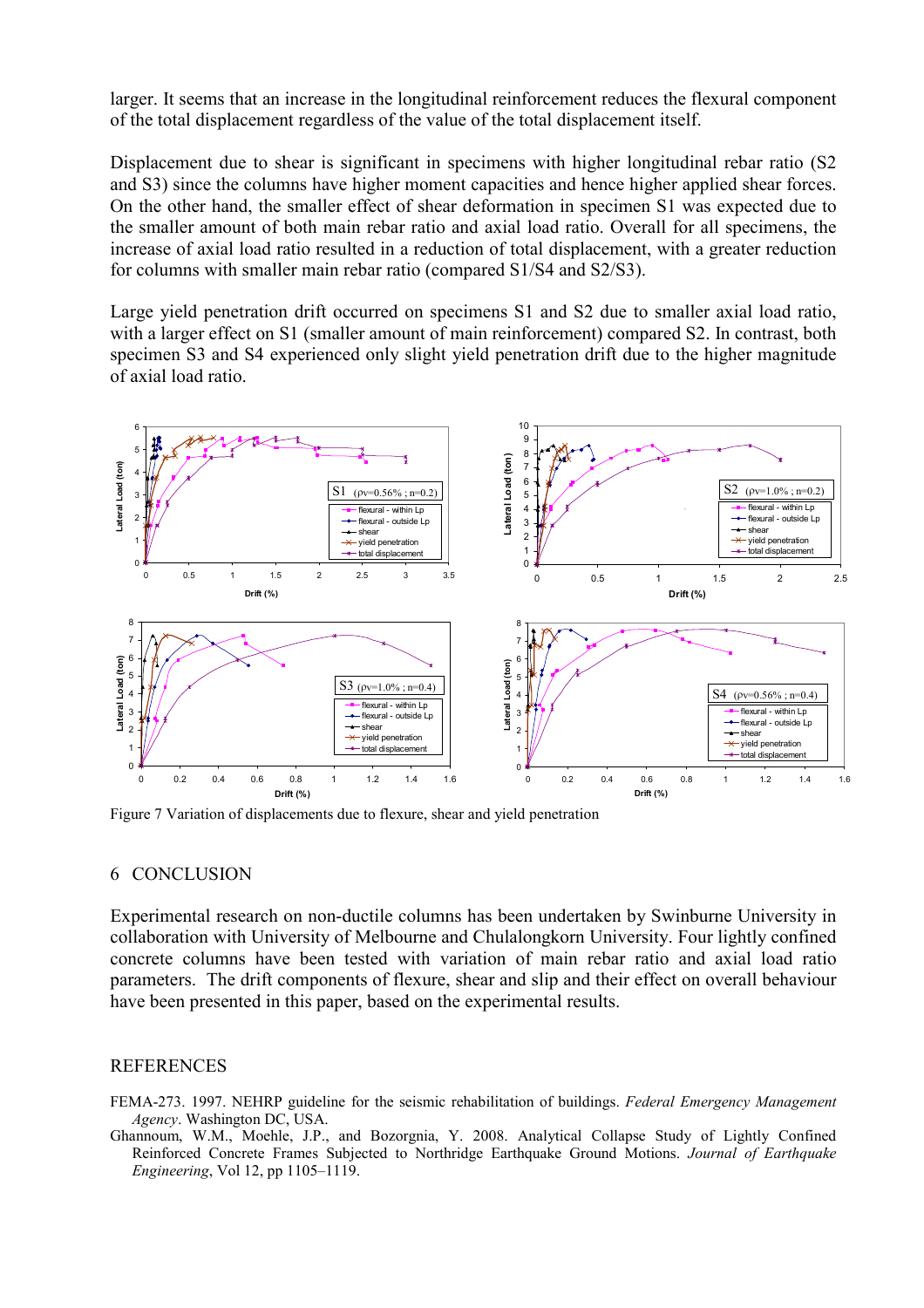larger. It seems that an increase in the longitudinal reinforcement reduces the flexural component of the total displacement regardless of the value of the total displacement itself.

Displacement due to shear is significant in specimens with higher longitudinal rebar ratio (S2 and S3) since the columns have higher moment capacities and hence higher applied shear forces. On the other hand, the smaller effect of shear deformation in specimen S1 was expected due to the smaller amount of both main rebar ratio and axial load ratio. Overall for all specimens, the increase of axial load ratio resulted in a reduction of total displacement, with a greater reduction for columns with smaller main rebar ratio (compared S1/S4 and S2/S3).

Large yield penetration drift occurred on specimens S1 and S2 due to smaller axial load ratio, with a larger effect on S1 (smaller amount of main reinforcement) compared S2. In contrast, both specimen S3 and S4 experienced only slight yield penetration drift due to the higher magnitude of axial load ratio.

Figure 7 Variation of displacements due to flexure, shear and yield penetration

## 6 CONCLUSION

Experimental research on non-ductile columns has been undertaken by Swinburne University in collaboration with University of Melbourne and Chulalongkorn University. Four lightly confined concrete columns have been tested with variation of main rebar ratio and axial load ratio parameters. The drift components of flexure, shear and slip and their effect on overall behaviour have been presented in this paper, based on the experimental results.

## REFERENCES

FEMA-273. 1997. NEHRP guideline for the seismic rehabilitation of buildings. *Federal Emergency Management Agency*. Washington DC, USA.

Ghannoum, W.M., Moehle, J.P., and Bozorgnia, Y. 2008. Analytical Collapse Study of Lightly Confined Reinforced Concrete Frames Subjected to Northridge Earthquake Ground Motions. *Journal of Earthquake Engineering*, Vol 12, pp 1105–1119.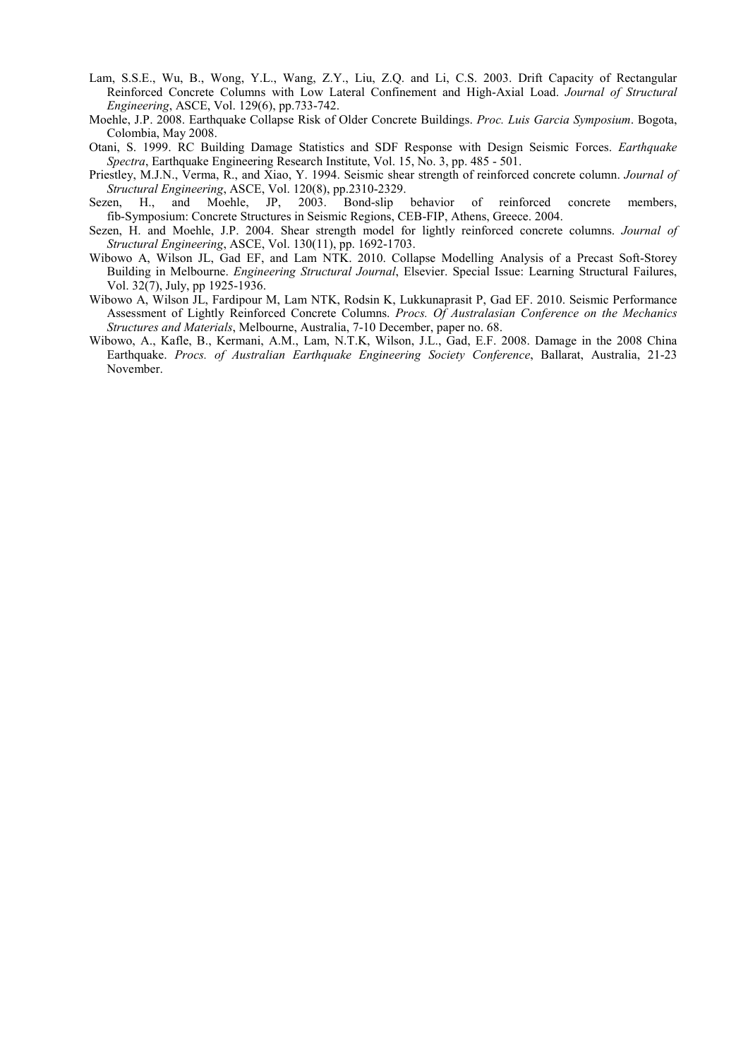Lam, S.S.E., Wu, B., Wong, Y.L., Wang, Z.Y., Liu, Z.Q. and Li, C.S. 2003. Drift Capacity of Rectangular Reinforced Concrete Columns with Low Lateral Confinement and High-Axial Load. *Journal of Structural Engineering*, ASCE, Vol. 129(6), pp.733-742.

Moehle, J.P. 2008. Earthquake Collapse Risk of Older Concrete Buildings. *Proc. Luis Garcia Symposium*. Bogota, Colombia, May 2008.

Otani, S. 1999. RC Building Damage Statistics and SDF Response with Design Seismic Forces. *Earthquake Spectra*, Earthquake Engineering Research Institute, Vol. 15, No. 3, pp. 485 - 501.

Priestley, M.J.N., Verma, R., and Xiao, Y. 1994. Seismic shear strength of reinforced concrete column. *Journal of Structural Engineering*, ASCE, Vol. 120(8), pp.2310-2329.

Sezen, H., and Moehle, JP, 2003. Bond-slip behavior of reinforced concrete members, fib-Symposium: Concrete Structures in Seismic Regions, CEB-FIP, Athens, Greece. 2004.

Sezen, H. and Moehle, J.P. 2004. Shear strength model for lightly reinforced concrete columns. *Journal of Structural Engineering*, ASCE, Vol. 130(11), pp. 1692-1703.

Wibowo A, Wilson JL, Gad EF, and Lam NTK. 2010. Collapse Modelling Analysis of a Precast Soft-Storey Building in Melbourne. *Engineering Structural Journal*, Elsevier. Special Issue: Learning Structural Failures, Vol. 32(7), July, pp 1925-1936.

Wibowo A, Wilson JL, Fardipour M, Lam NTK, Rodsin K, Lukkunaprasit P, Gad EF. 2010. Seismic Performance Assessment of Lightly Reinforced Concrete Columns. *Procs. Of Australasian Conference on the Mechanics Structures and Materials*, Melbourne, Australia, 7-10 December, paper no. 68.

Wibowo, A., Kafle, B., Kermani, A.M., Lam, N.T.K, Wilson, J.L., Gad, E.F. 2008. Damage in the 2008 China Earthquake. *Procs. of Australian Earthquake Engineering Society Conference*, Ballarat, Australia, 21-23 November.